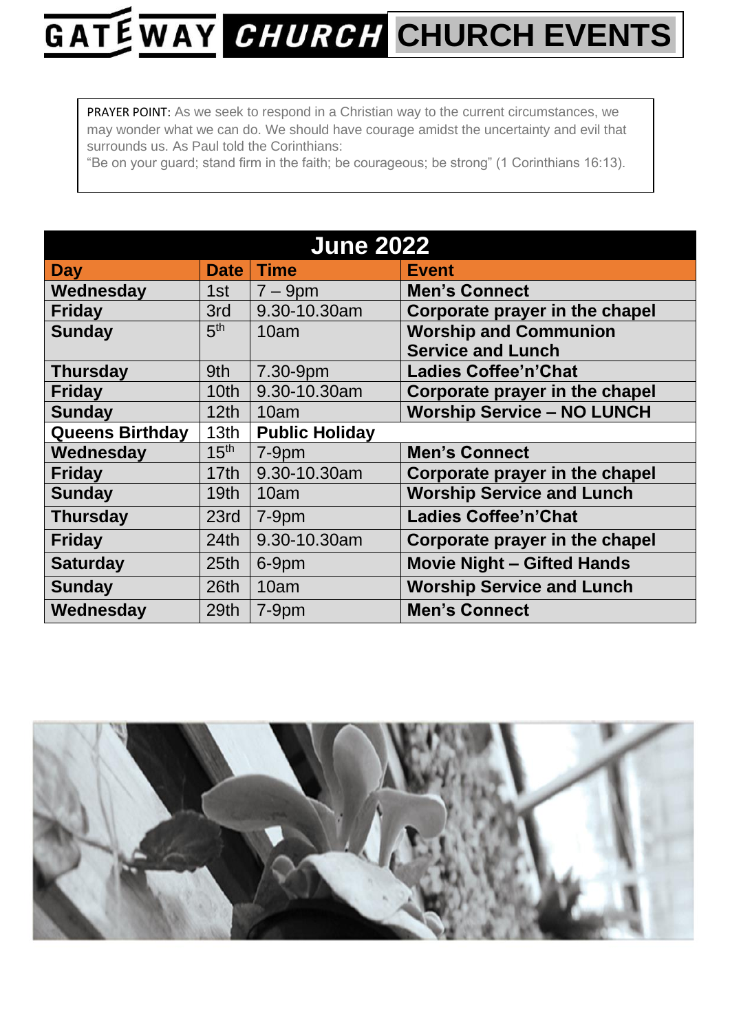# GATEWAY CHURCH CHURCH EVENTS

PRAYER POINT: As we seek to respond in a Christian way to the current circumstances, we may wonder what we can do. We should have courage amidst the uncertainty and evil that surrounds us. As Paul told the Corinthians:
"Be on your guard; stand firm in the faith; be courageous; be strong" (1 Corinthians 16:13).

## June 2022

| Day | Date | Time | Event |
|---|---|---|---|
| **Wednesday** | 1st | 7 – 9pm | **Men's Connect** |
| **Friday** | 3rd | 9.30-10.30am | **Corporate prayer in the chapel** |
| **Sunday** | 5th | 10am | **Worship and Communion Service and Lunch** |
| **Thursday** | 9th | 7.30-9pm | **Ladies Coffee'n'Chat** |
| **Friday** | 10th | 9.30-10.30am | **Corporate prayer in the chapel** |
| **Sunday** | 12th | 10am | **Worship Service – NO LUNCH** |
| **Queens Birthday** | 13th | **Public Holiday** | |
| **Wednesday** | 15th | 7-9pm | **Men's Connect** |
| **Friday** | 17th | 9.30-10.30am | **Corporate prayer in the chapel** |
| **Sunday** | 19th | 10am | **Worship Service and Lunch** |
| **Thursday** | 23rd | 7-9pm | **Ladies Coffee'n'Chat** |
| **Friday** | 24th | 9.30-10.30am | **Corporate prayer in the chapel** |
| **Saturday** | 25th | 6-9pm | **Movie Night – Gifted Hands** |
| **Sunday** | 26th | 10am | **Worship Service and Lunch** |
| **Wednesday** | 29th | 7-9pm | **Men's Connect** |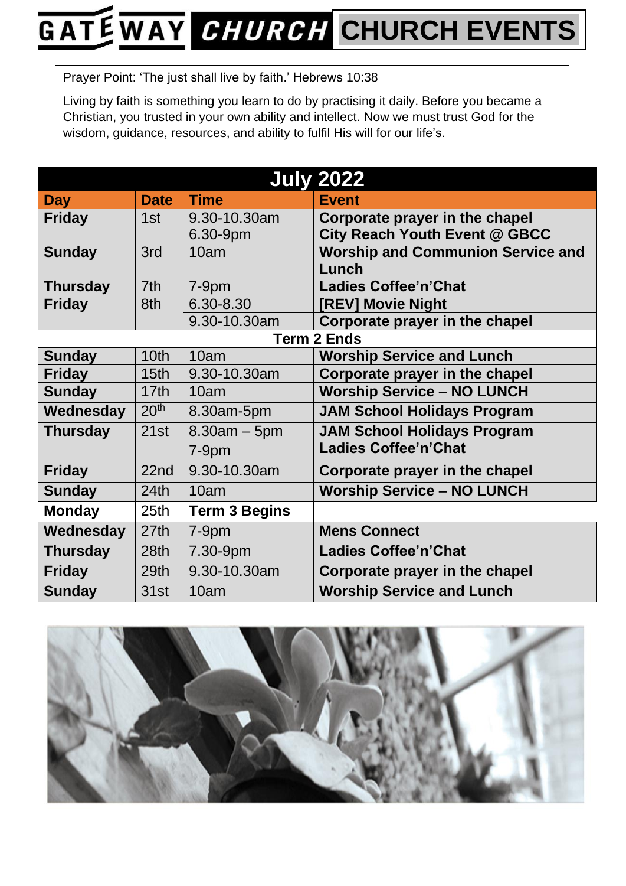# GATEWAY CHURCH CHURCH EVENTS

Prayer Point: 'The just shall live by faith.' Hebrews 10:38

Living by faith is something you learn to do by practising it daily. Before you became a Christian, you trusted in your own ability and intellect. Now we must trust God for the wisdom, guidance, resources, and ability to fulfil His will for our life's.

## July 2022

| Day | Date | Time | Event |
|---|---|---|---|
| **Friday** | 1st | 9.30-10.30am<br>6.30-9pm | **Corporate prayer in the chapel**<br>**City Reach Youth Event @ GBCC** |
| **Sunday** | 3rd | 10am | **Worship and Communion Service and Lunch** |
| **Thursday** | 7th | 7-9pm | **Ladies Coffee'n'Chat** |
| **Friday** | 8th | 6.30-8.30 | **[REV] Movie Night** |
| | | 9.30-10.30am | **Corporate prayer in the chapel** |
| **Term 2 Ends** | | | |
| **Sunday** | 10th | 10am | **Worship Service and Lunch** |
| **Friday** | 15th | 9.30-10.30am | **Corporate prayer in the chapel** |
| **Sunday** | 17th | 10am | **Worship Service – NO LUNCH** |
| **Wednesday** | 20th | 8.30am-5pm | **JAM School Holidays Program** |
| **Thursday** | 21st | 8.30am – 5pm<br>7-9pm | **JAM School Holidays Program**<br>**Ladies Coffee'n'Chat** |
| **Friday** | 22nd | 9.30-10.30am | **Corporate prayer in the chapel** |
| **Sunday** | 24th | 10am | **Worship Service – NO LUNCH** |
| **Monday** | 25th | **Term 3 Begins** | |
| **Wednesday** | 27th | 7-9pm | **Mens Connect** |
| **Thursday** | 28th | 7.30-9pm | **Ladies Coffee'n'Chat** |
| **Friday** | 29th | 9.30-10.30am | **Corporate prayer in the chapel** |
| **Sunday** | 31st | 10am | **Worship Service and Lunch** |